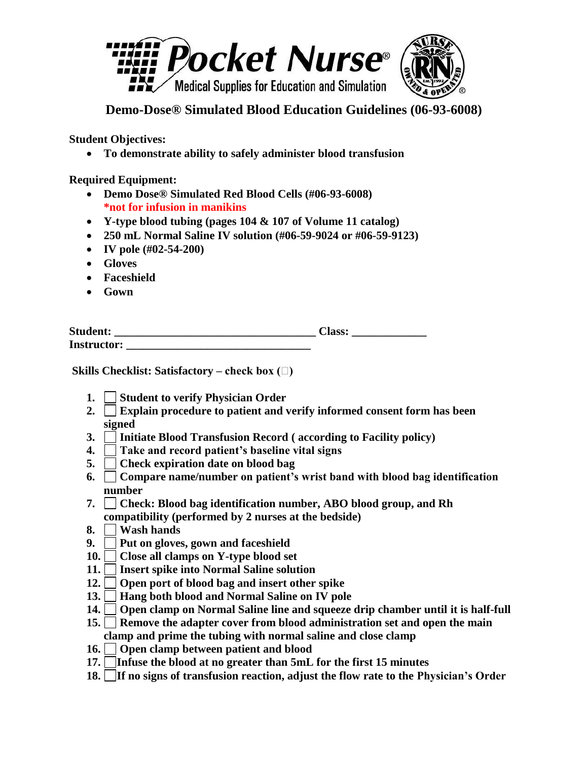# Demo-Dose® Simulated Blood Education Guidelines (06-93-6008)

**Student Objectives:**

- **To demonstrate ability to safely administer blood transfusion**

**Required Equipment:**

- **Demo Dose® Simulated Red Blood Cells (#06-93-6008)**
  **\*not for infusion in manikins**
- **Y-type blood tubing (pages 104 & 107 of Volume 11 catalog)**
- **250 mL Normal Saline IV solution (#06-59-9024 or #06-59-9123)**
- **IV pole (#02-54-200)**
- **Gloves**
- **Faceshield**
- **Gown**

**Student: \_\_\_\_\_\_\_\_\_\_\_\_\_\_\_\_\_\_\_\_\_\_\_\_\_\_\_\_\_\_\_\_\_\_\_ Class: \_\_\_\_\_\_\_\_\_\_\_\_\_**
**Instructor: \_\_\_\_\_\_\_\_\_\_\_\_\_\_\_\_\_\_\_\_\_\_\_\_\_\_\_\_\_\_\_\_**

**Skills Checklist: Satisfactory – check box (☐)**

1. ☐ **Student to verify Physician Order**
2. ☐ **Explain procedure to patient and verify informed consent form has been signed**
3. ☐ **Initiate Blood Transfusion Record ( according to Facility policy)**
4. ☐ **Take and record patient's baseline vital signs**
5. ☐ **Check expiration date on blood bag**
6. ☐ **Compare name/number on patient's wrist band with blood bag identification number**
7. ☐ **Check: Blood bag identification number, ABO blood group, and Rh compatibility (performed by 2 nurses at the bedside)**
8. ☐ **Wash hands**
9. ☐ **Put on gloves, gown and faceshield**
10. ☐ **Close all clamps on Y-type blood set**
11. ☐ **Insert spike into Normal Saline solution**
12. ☐ **Open port of blood bag and insert other spike**
13. ☐ **Hang both blood and Normal Saline on IV pole**
14. ☐ **Open clamp on Normal Saline line and squeeze drip chamber until it is half-full**
15. ☐ **Remove the adapter cover from blood administration set and open the main clamp and prime the tubing with normal saline and close clamp**
16. ☐ **Open clamp between patient and blood**
17. ☐ **Infuse the blood at no greater than 5mL for the first 15 minutes**
18. ☐ **If no signs of transfusion reaction, adjust the flow rate to the Physician's Order**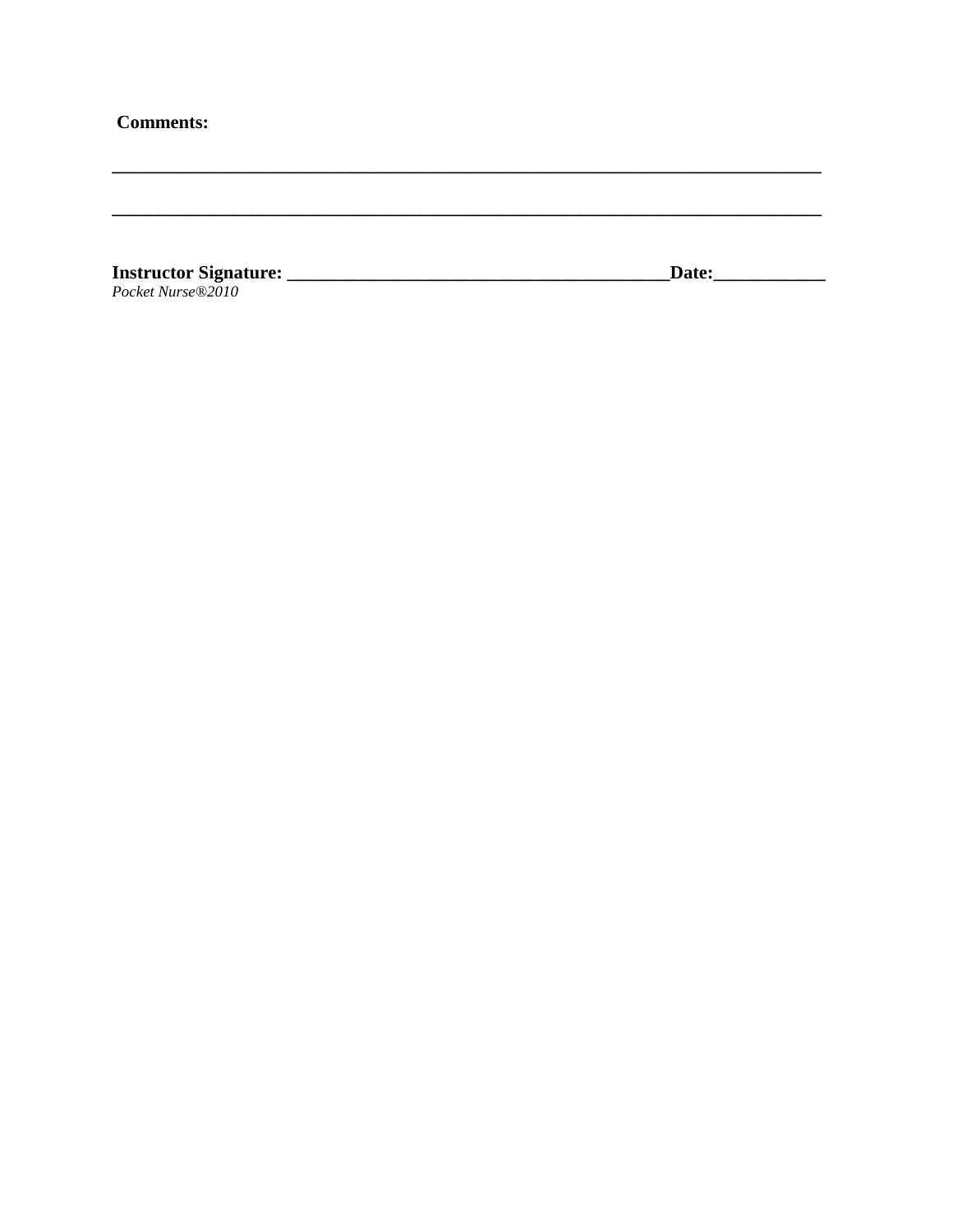**Comments:**

\_\_\_\_\_\_\_\_\_\_\_\_\_\_\_\_\_\_\_\_\_\_\_\_\_\_\_\_\_\_\_\_\_\_\_\_\_\_\_\_\_\_\_\_\_\_\_\_\_\_\_\_\_\_\_\_\_\_\_\_\_\_\_\_\_\_\_\_\_\_\_\_

\_\_\_\_\_\_\_\_\_\_\_\_\_\_\_\_\_\_\_\_\_\_\_\_\_\_\_\_\_\_\_\_\_\_\_\_\_\_\_\_\_\_\_\_\_\_\_\_\_\_\_\_\_\_\_\_\_\_\_\_\_\_\_\_\_\_\_\_\_\_\_\_

**Instructor Signature: \_\_\_\_\_\_\_\_\_\_\_\_\_\_\_\_\_\_\_\_\_\_\_\_\_\_\_\_\_\_\_\_\_\_\_\_\_\_\_\_Date:\_\_\_\_\_\_\_\_\_\_\_\_**

*Pocket Nurse®2010*